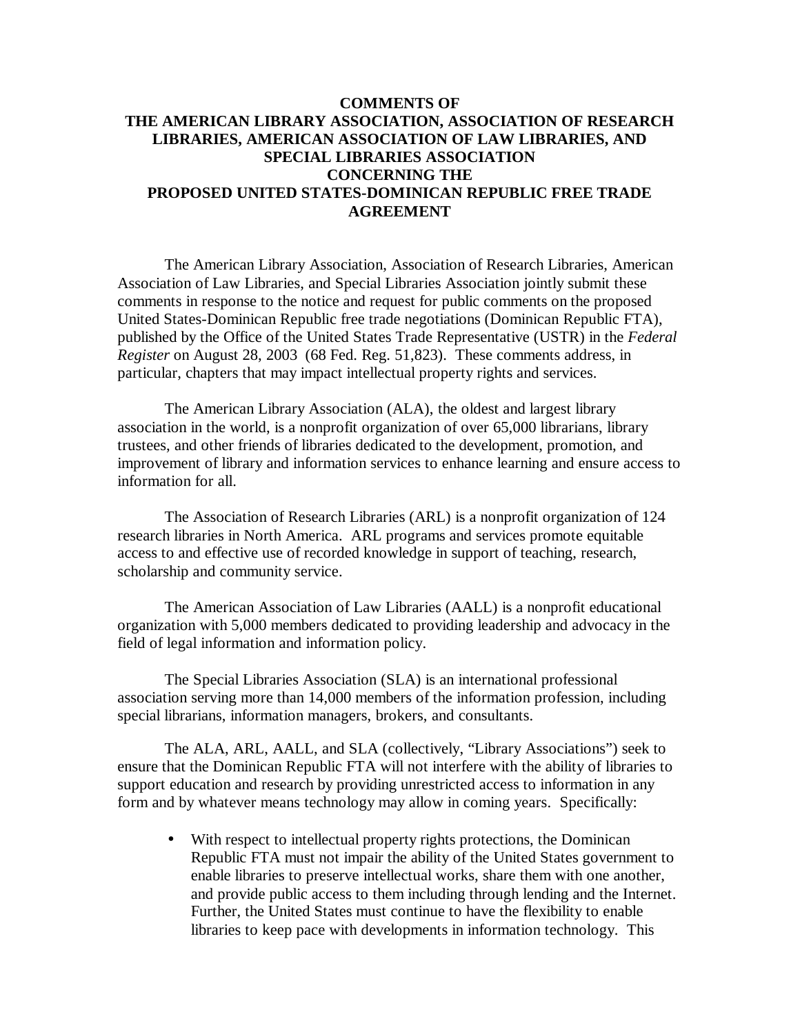# COMMENTS OF THE AMERICAN LIBRARY ASSOCIATION, ASSOCIATION OF RESEARCH LIBRARIES, AMERICAN ASSOCIATION OF LAW LIBRARIES, AND SPECIAL LIBRARIES ASSOCIATION CONCERNING THE PROPOSED UNITED STATES-DOMINICAN REPUBLIC FREE TRADE AGREEMENT

The American Library Association, Association of Research Libraries, American Association of Law Libraries, and Special Libraries Association jointly submit these comments in response to the notice and request for public comments on the proposed United States-Dominican Republic free trade negotiations (Dominican Republic FTA), published by the Office of the United States Trade Representative (USTR) in the *Federal Register* on August 28, 2003 (68 Fed. Reg. 51,823). These comments address, in particular, chapters that may impact intellectual property rights and services.

The American Library Association (ALA), the oldest and largest library association in the world, is a nonprofit organization of over 65,000 librarians, library trustees, and other friends of libraries dedicated to the development, promotion, and improvement of library and information services to enhance learning and ensure access to information for all.

The Association of Research Libraries (ARL) is a nonprofit organization of 124 research libraries in North America. ARL programs and services promote equitable access to and effective use of recorded knowledge in support of teaching, research, scholarship and community service.

The American Association of Law Libraries (AALL) is a nonprofit educational organization with 5,000 members dedicated to providing leadership and advocacy in the field of legal information and information policy.

The Special Libraries Association (SLA) is an international professional association serving more than 14,000 members of the information profession, including special librarians, information managers, brokers, and consultants.

The ALA, ARL, AALL, and SLA (collectively, "Library Associations") seek to ensure that the Dominican Republic FTA will not interfere with the ability of libraries to support education and research by providing unrestricted access to information in any form and by whatever means technology may allow in coming years. Specifically:

- With respect to intellectual property rights protections, the Dominican Republic FTA must not impair the ability of the United States government to enable libraries to preserve intellectual works, share them with one another, and provide public access to them including through lending and the Internet. Further, the United States must continue to have the flexibility to enable libraries to keep pace with developments in information technology. This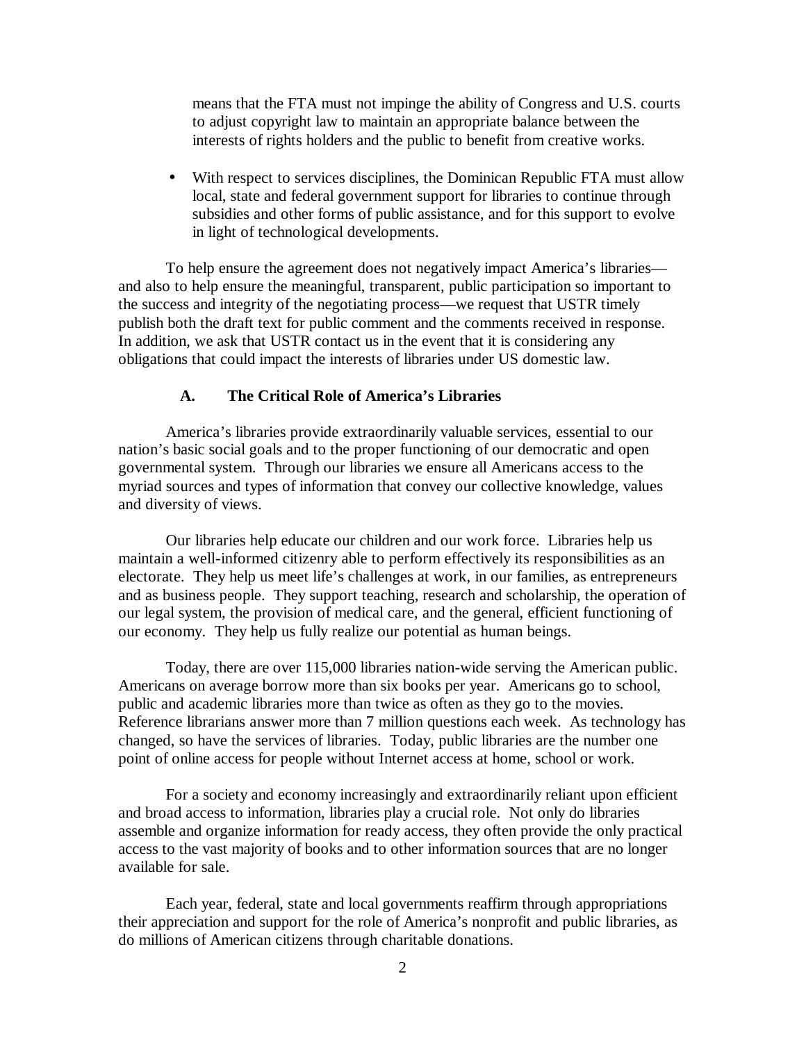means that the FTA must not impinge the ability of Congress and U.S. courts to adjust copyright law to maintain an appropriate balance between the interests of rights holders and the public to benefit from creative works.

- With respect to services disciplines, the Dominican Republic FTA must allow local, state and federal government support for libraries to continue through subsidies and other forms of public assistance, and for this support to evolve in light of technological developments.

To help ensure the agreement does not negatively impact America's libraries—and also to help ensure the meaningful, transparent, public participation so important to the success and integrity of the negotiating process—we request that USTR timely publish both the draft text for public comment and the comments received in response. In addition, we ask that USTR contact us in the event that it is considering any obligations that could impact the interests of libraries under US domestic law.

### A. The Critical Role of America's Libraries

America's libraries provide extraordinarily valuable services, essential to our nation's basic social goals and to the proper functioning of our democratic and open governmental system. Through our libraries we ensure all Americans access to the myriad sources and types of information that convey our collective knowledge, values and diversity of views.

Our libraries help educate our children and our work force. Libraries help us maintain a well-informed citizenry able to perform effectively its responsibilities as an electorate. They help us meet life's challenges at work, in our families, as entrepreneurs and as business people. They support teaching, research and scholarship, the operation of our legal system, the provision of medical care, and the general, efficient functioning of our economy. They help us fully realize our potential as human beings.

Today, there are over 115,000 libraries nation-wide serving the American public. Americans on average borrow more than six books per year. Americans go to school, public and academic libraries more than twice as often as they go to the movies. Reference librarians answer more than 7 million questions each week. As technology has changed, so have the services of libraries. Today, public libraries are the number one point of online access for people without Internet access at home, school or work.

For a society and economy increasingly and extraordinarily reliant upon efficient and broad access to information, libraries play a crucial role. Not only do libraries assemble and organize information for ready access, they often provide the only practical access to the vast majority of books and to other information sources that are no longer available for sale.

Each year, federal, state and local governments reaffirm through appropriations their appreciation and support for the role of America's nonprofit and public libraries, as do millions of American citizens through charitable donations.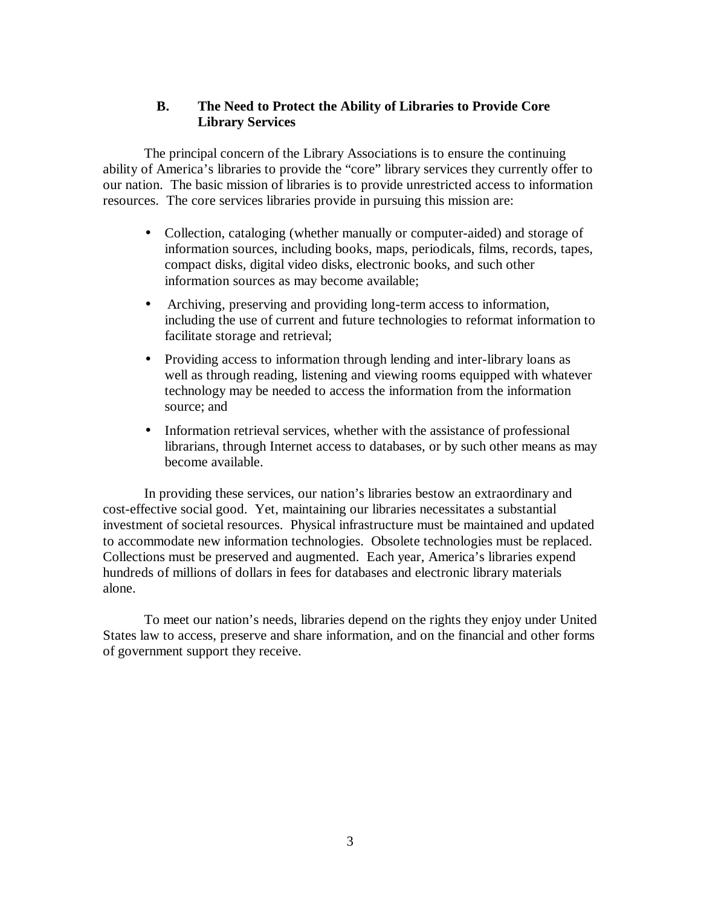## B. The Need to Protect the Ability of Libraries to Provide Core Library Services

The principal concern of the Library Associations is to ensure the continuing ability of America's libraries to provide the "core" library services they currently offer to our nation. The basic mission of libraries is to provide unrestricted access to information resources. The core services libraries provide in pursuing this mission are:

- Collection, cataloging (whether manually or computer-aided) and storage of information sources, including books, maps, periodicals, films, records, tapes, compact disks, digital video disks, electronic books, and such other information sources as may become available;
- Archiving, preserving and providing long-term access to information, including the use of current and future technologies to reformat information to facilitate storage and retrieval;
- Providing access to information through lending and inter-library loans as well as through reading, listening and viewing rooms equipped with whatever technology may be needed to access the information from the information source; and
- Information retrieval services, whether with the assistance of professional librarians, through Internet access to databases, or by such other means as may become available.

In providing these services, our nation's libraries bestow an extraordinary and cost-effective social good. Yet, maintaining our libraries necessitates a substantial investment of societal resources. Physical infrastructure must be maintained and updated to accommodate new information technologies. Obsolete technologies must be replaced. Collections must be preserved and augmented. Each year, America's libraries expend hundreds of millions of dollars in fees for databases and electronic library materials alone.

To meet our nation's needs, libraries depend on the rights they enjoy under United States law to access, preserve and share information, and on the financial and other forms of government support they receive.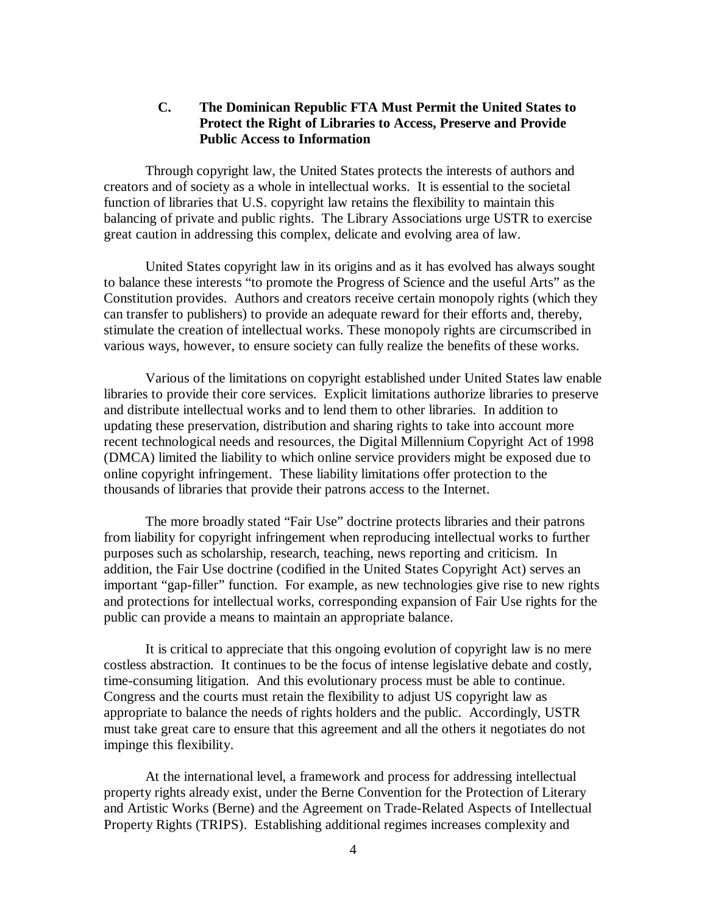### C. The Dominican Republic FTA Must Permit the United States to Protect the Right of Libraries to Access, Preserve and Provide Public Access to Information

Through copyright law, the United States protects the interests of authors and creators and of society as a whole in intellectual works. It is essential to the societal function of libraries that U.S. copyright law retains the flexibility to maintain this balancing of private and public rights. The Library Associations urge USTR to exercise great caution in addressing this complex, delicate and evolving area of law.

United States copyright law in its origins and as it has evolved has always sought to balance these interests "to promote the Progress of Science and the useful Arts" as the Constitution provides. Authors and creators receive certain monopoly rights (which they can transfer to publishers) to provide an adequate reward for their efforts and, thereby, stimulate the creation of intellectual works. These monopoly rights are circumscribed in various ways, however, to ensure society can fully realize the benefits of these works.

Various of the limitations on copyright established under United States law enable libraries to provide their core services. Explicit limitations authorize libraries to preserve and distribute intellectual works and to lend them to other libraries. In addition to updating these preservation, distribution and sharing rights to take into account more recent technological needs and resources, the Digital Millennium Copyright Act of 1998 (DMCA) limited the liability to which online service providers might be exposed due to online copyright infringement. These liability limitations offer protection to the thousands of libraries that provide their patrons access to the Internet.

The more broadly stated "Fair Use" doctrine protects libraries and their patrons from liability for copyright infringement when reproducing intellectual works to further purposes such as scholarship, research, teaching, news reporting and criticism. In addition, the Fair Use doctrine (codified in the United States Copyright Act) serves an important "gap-filler" function. For example, as new technologies give rise to new rights and protections for intellectual works, corresponding expansion of Fair Use rights for the public can provide a means to maintain an appropriate balance.

It is critical to appreciate that this ongoing evolution of copyright law is no mere costless abstraction. It continues to be the focus of intense legislative debate and costly, time-consuming litigation. And this evolutionary process must be able to continue. Congress and the courts must retain the flexibility to adjust US copyright law as appropriate to balance the needs of rights holders and the public. Accordingly, USTR must take great care to ensure that this agreement and all the others it negotiates do not impinge this flexibility.

At the international level, a framework and process for addressing intellectual property rights already exist, under the Berne Convention for the Protection of Literary and Artistic Works (Berne) and the Agreement on Trade-Related Aspects of Intellectual Property Rights (TRIPS). Establishing additional regimes increases complexity and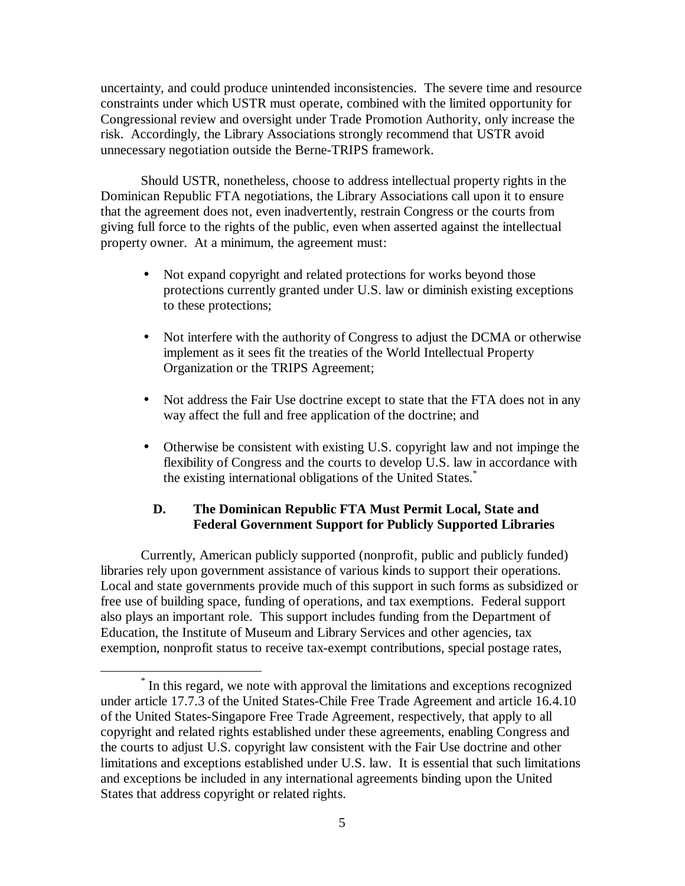uncertainty, and could produce unintended inconsistencies. The severe time and resource constraints under which USTR must operate, combined with the limited opportunity for Congressional review and oversight under Trade Promotion Authority, only increase the risk. Accordingly, the Library Associations strongly recommend that USTR avoid unnecessary negotiation outside the Berne-TRIPS framework.

Should USTR, nonetheless, choose to address intellectual property rights in the Dominican Republic FTA negotiations, the Library Associations call upon it to ensure that the agreement does not, even inadvertently, restrain Congress or the courts from giving full force to the rights of the public, even when asserted against the intellectual property owner. At a minimum, the agreement must:

- Not expand copyright and related protections for works beyond those protections currently granted under U.S. law or diminish existing exceptions to these protections;
- Not interfere with the authority of Congress to adjust the DCMA or otherwise implement as it sees fit the treaties of the World Intellectual Property Organization or the TRIPS Agreement;
- Not address the Fair Use doctrine except to state that the FTA does not in any way affect the full and free application of the doctrine; and
- Otherwise be consistent with existing U.S. copyright law and not impinge the flexibility of Congress and the courts to develop U.S. law in accordance with the existing international obligations of the United States.[*]

### D. The Dominican Republic FTA Must Permit Local, State and Federal Government Support for Publicly Supported Libraries

Currently, American publicly supported (nonprofit, public and publicly funded) libraries rely upon government assistance of various kinds to support their operations. Local and state governments provide much of this support in such forms as subsidized or free use of building space, funding of operations, and tax exemptions. Federal support also plays an important role. This support includes funding from the Department of Education, the Institute of Museum and Library Services and other agencies, tax exemption, nonprofit status to receive tax-exempt contributions, special postage rates,

---

[*] In this regard, we note with approval the limitations and exceptions recognized under article 17.7.3 of the United States-Chile Free Trade Agreement and article 16.4.10 of the United States-Singapore Free Trade Agreement, respectively, that apply to all copyright and related rights established under these agreements, enabling Congress and the courts to adjust U.S. copyright law consistent with the Fair Use doctrine and other limitations and exceptions established under U.S. law. It is essential that such limitations and exceptions be included in any international agreements binding upon the United States that address copyright or related rights.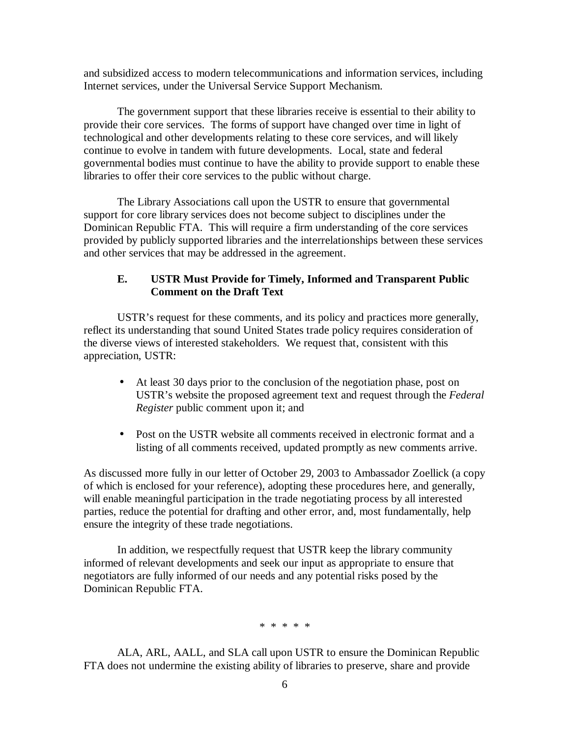and subsidized access to modern telecommunications and information services, including Internet services, under the Universal Service Support Mechanism.

The government support that these libraries receive is essential to their ability to provide their core services. The forms of support have changed over time in light of technological and other developments relating to these core services, and will likely continue to evolve in tandem with future developments. Local, state and federal governmental bodies must continue to have the ability to provide support to enable these libraries to offer their core services to the public without charge.

The Library Associations call upon the USTR to ensure that governmental support for core library services does not become subject to disciplines under the Dominican Republic FTA. This will require a firm understanding of the core services provided by publicly supported libraries and the interrelationships between these services and other services that may be addressed in the agreement.

### E. USTR Must Provide for Timely, Informed and Transparent Public Comment on the Draft Text

USTR's request for these comments, and its policy and practices more generally, reflect its understanding that sound United States trade policy requires consideration of the diverse views of interested stakeholders. We request that, consistent with this appreciation, USTR:

- At least 30 days prior to the conclusion of the negotiation phase, post on USTR's website the proposed agreement text and request through the *Federal Register* public comment upon it; and

- Post on the USTR website all comments received in electronic format and a listing of all comments received, updated promptly as new comments arrive.

As discussed more fully in our letter of October 29, 2003 to Ambassador Zoellick (a copy of which is enclosed for your reference), adopting these procedures here, and generally, will enable meaningful participation in the trade negotiating process by all interested parties, reduce the potential for drafting and other error, and, most fundamentally, help ensure the integrity of these trade negotiations.

In addition, we respectfully request that USTR keep the library community informed of relevant developments and seek our input as appropriate to ensure that negotiators are fully informed of our needs and any potential risks posed by the Dominican Republic FTA.

\* \* \* \* \*

ALA, ARL, AALL, and SLA call upon USTR to ensure the Dominican Republic FTA does not undermine the existing ability of libraries to preserve, share and provide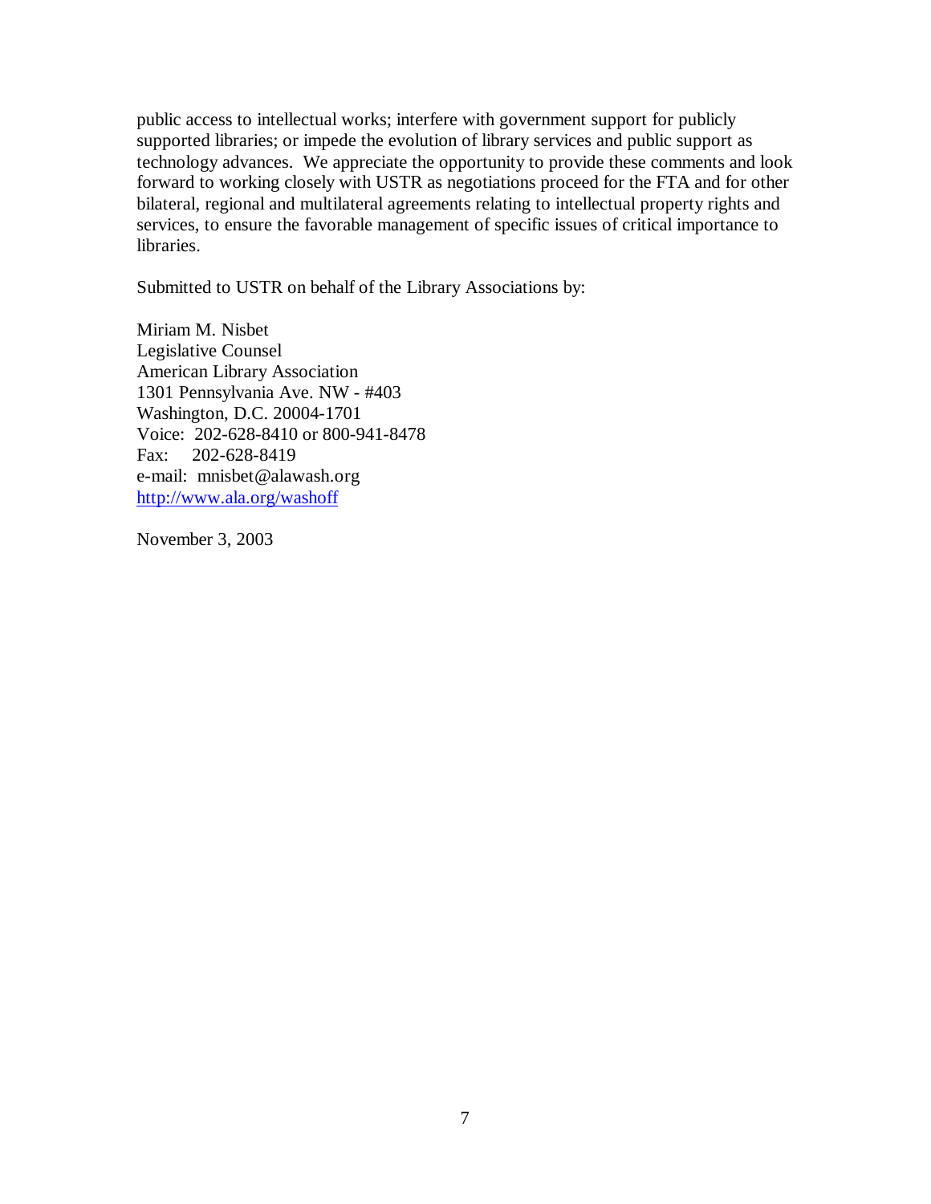public access to intellectual works; interfere with government support for publicly supported libraries; or impede the evolution of library services and public support as technology advances. We appreciate the opportunity to provide these comments and look forward to working closely with USTR as negotiations proceed for the FTA and for other bilateral, regional and multilateral agreements relating to intellectual property rights and services, to ensure the favorable management of specific issues of critical importance to libraries.

Submitted to USTR on behalf of the Library Associations by:

Miriam M. Nisbet  
Legislative Counsel  
American Library Association  
1301 Pennsylvania Ave. NW - #403  
Washington, D.C. 20004-1701  
Voice: 202-628-8410 or 800-941-8478  
Fax: 202-628-8419  
e-mail: mnisbet@alawash.org  
http://www.ala.org/washoff

November 3, 2003